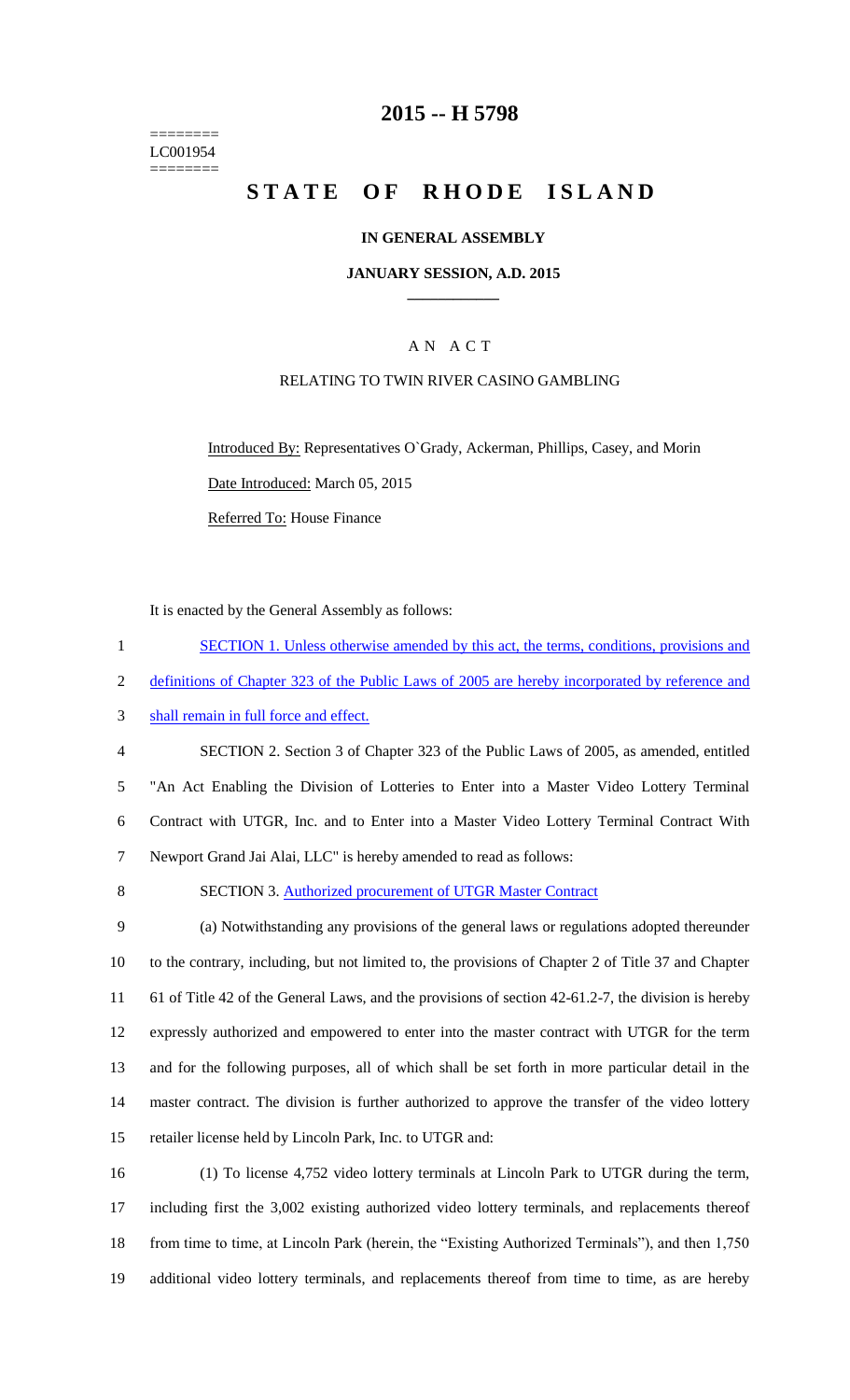========
LC001954
========

# 2015 -- H 5798

# STATE OF RHODE ISLAND

## IN GENERAL ASSEMBLY

### JANUARY SESSION, A.D. 2015

---

### A N A C T

RELATING TO TWIN RIVER CASINO GAMBLING

Introduced By: Representatives O`Grady, Ackerman, Phillips, Casey, and Morin

Date Introduced: March 05, 2015

Referred To: House Finance

It is enacted by the General Assembly as follows:

SECTION 1. Unless otherwise amended by this act, the terms, conditions, provisions and definitions of Chapter 323 of the Public Laws of 2005 are hereby incorporated by reference and shall remain in full force and effect.

SECTION 2. Section 3 of Chapter 323 of the Public Laws of 2005, as amended, entitled "An Act Enabling the Division of Lotteries to Enter into a Master Video Lottery Terminal Contract with UTGR, Inc. and to Enter into a Master Video Lottery Terminal Contract With Newport Grand Jai Alai, LLC" is hereby amended to read as follows:

SECTION 3. Authorized procurement of UTGR Master Contract

(a) Notwithstanding any provisions of the general laws or regulations adopted thereunder to the contrary, including, but not limited to, the provisions of Chapter 2 of Title 37 and Chapter 61 of Title 42 of the General Laws, and the provisions of section 42-61.2-7, the division is hereby expressly authorized and empowered to enter into the master contract with UTGR for the term and for the following purposes, all of which shall be set forth in more particular detail in the master contract. The division is further authorized to approve the transfer of the video lottery retailer license held by Lincoln Park, Inc. to UTGR and:

(1) To license 4,752 video lottery terminals at Lincoln Park to UTGR during the term, including first the 3,002 existing authorized video lottery terminals, and replacements thereof from time to time, at Lincoln Park (herein, the "Existing Authorized Terminals"), and then 1,750 additional video lottery terminals, and replacements thereof from time to time, as are hereby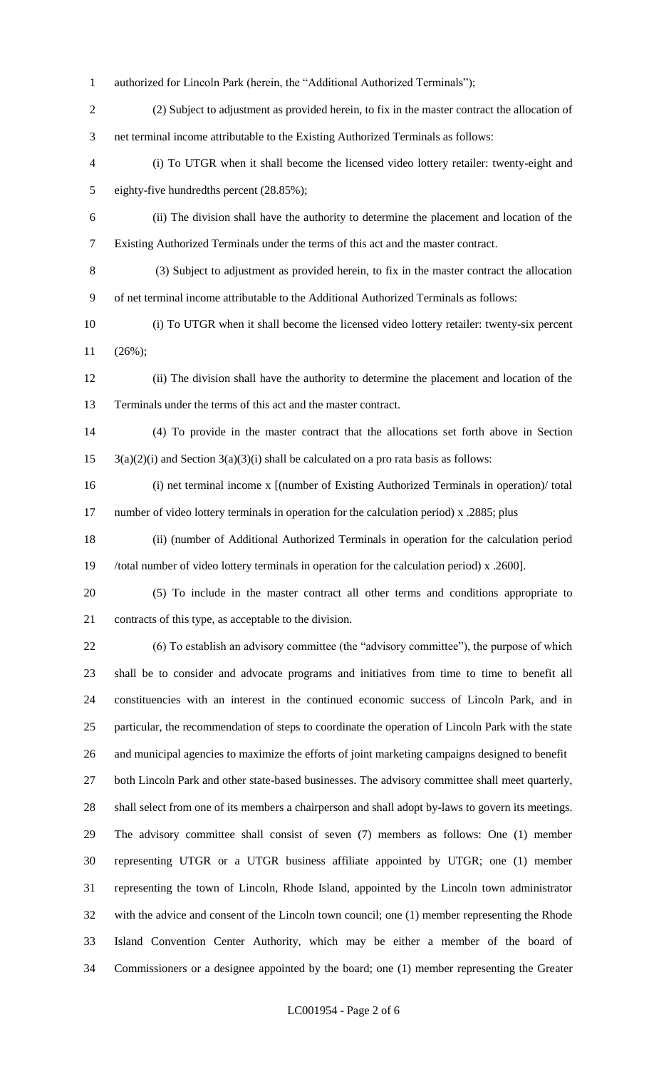authorized for Lincoln Park (herein, the "Additional Authorized Terminals");

(2) Subject to adjustment as provided herein, to fix in the master contract the allocation of net terminal income attributable to the Existing Authorized Terminals as follows:

(i) To UTGR when it shall become the licensed video lottery retailer: twenty-eight and eighty-five hundredths percent (28.85%);

(ii) The division shall have the authority to determine the placement and location of the Existing Authorized Terminals under the terms of this act and the master contract.

(3) Subject to adjustment as provided herein, to fix in the master contract the allocation of net terminal income attributable to the Additional Authorized Terminals as follows:

(i) To UTGR when it shall become the licensed video lottery retailer: twenty-six percent (26%);

(ii) The division shall have the authority to determine the placement and location of the Terminals under the terms of this act and the master contract.

(4) To provide in the master contract that the allocations set forth above in Section 3(a)(2)(i) and Section 3(a)(3)(i) shall be calculated on a pro rata basis as follows:

(i) net terminal income x [(number of Existing Authorized Terminals in operation)/ total number of video lottery terminals in operation for the calculation period) x .2885; plus

(ii) (number of Additional Authorized Terminals in operation for the calculation period /total number of video lottery terminals in operation for the calculation period) x .2600].

(5) To include in the master contract all other terms and conditions appropriate to contracts of this type, as acceptable to the division.

(6) To establish an advisory committee (the "advisory committee"), the purpose of which shall be to consider and advocate programs and initiatives from time to time to benefit all constituencies with an interest in the continued economic success of Lincoln Park, and in particular, the recommendation of steps to coordinate the operation of Lincoln Park with the state and municipal agencies to maximize the efforts of joint marketing campaigns designed to benefit both Lincoln Park and other state-based businesses. The advisory committee shall meet quarterly, shall select from one of its members a chairperson and shall adopt by-laws to govern its meetings. The advisory committee shall consist of seven (7) members as follows: One (1) member representing UTGR or a UTGR business affiliate appointed by UTGR; one (1) member representing the town of Lincoln, Rhode Island, appointed by the Lincoln town administrator with the advice and consent of the Lincoln town council; one (1) member representing the Rhode Island Convention Center Authority, which may be either a member of the board of Commissioners or a designee appointed by the board; one (1) member representing the Greater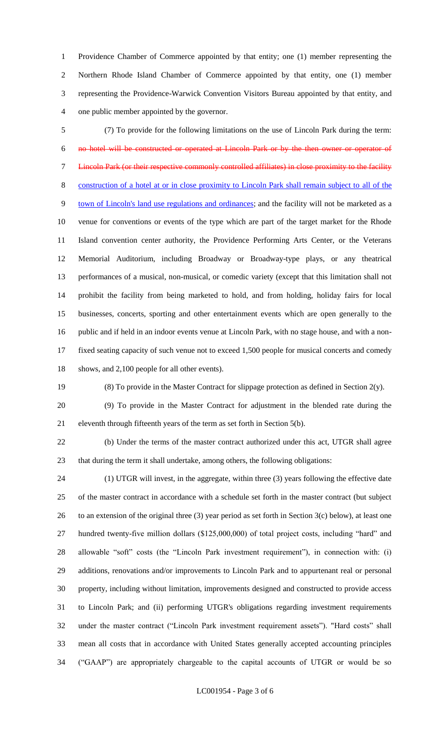Providence Chamber of Commerce appointed by that entity; one (1) member representing the Northern Rhode Island Chamber of Commerce appointed by that entity, one (1) member representing the Providence-Warwick Convention Visitors Bureau appointed by that entity, and one public member appointed by the governor.

(7) To provide for the following limitations on the use of Lincoln Park during the term: ~~no hotel will be constructed or operated at Lincoln Park or by the then owner or operator of Lincoln Park (or their respective commonly controlled affiliates) in close proximity to the facility~~ construction of a hotel at or in close proximity to Lincoln Park shall remain subject to all of the town of Lincoln's land use regulations and ordinances; and the facility will not be marketed as a venue for conventions or events of the type which are part of the target market for the Rhode Island convention center authority, the Providence Performing Arts Center, or the Veterans Memorial Auditorium, including Broadway or Broadway-type plays, or any theatrical performances of a musical, non-musical, or comedic variety (except that this limitation shall not prohibit the facility from being marketed to hold, and from holding, holiday fairs for local businesses, concerts, sporting and other entertainment events which are open generally to the public and if held in an indoor events venue at Lincoln Park, with no stage house, and with a non-fixed seating capacity of such venue not to exceed 1,500 people for musical concerts and comedy shows, and 2,100 people for all other events).

(8) To provide in the Master Contract for slippage protection as defined in Section 2(y).

(9) To provide in the Master Contract for adjustment in the blended rate during the eleventh through fifteenth years of the term as set forth in Section 5(b).

(b) Under the terms of the master contract authorized under this act, UTGR shall agree that during the term it shall undertake, among others, the following obligations:

(1) UTGR will invest, in the aggregate, within three (3) years following the effective date of the master contract in accordance with a schedule set forth in the master contract (but subject to an extension of the original three (3) year period as set forth in Section 3(c) below), at least one hundred twenty-five million dollars ($125,000,000) of total project costs, including "hard" and allowable "soft" costs (the "Lincoln Park investment requirement"), in connection with: (i) additions, renovations and/or improvements to Lincoln Park and to appurtenant real or personal property, including without limitation, improvements designed and constructed to provide access to Lincoln Park; and (ii) performing UTGR's obligations regarding investment requirements under the master contract ("Lincoln Park investment requirement assets"). "Hard costs" shall mean all costs that in accordance with United States generally accepted accounting principles ("GAAP") are appropriately chargeable to the capital accounts of UTGR or would be so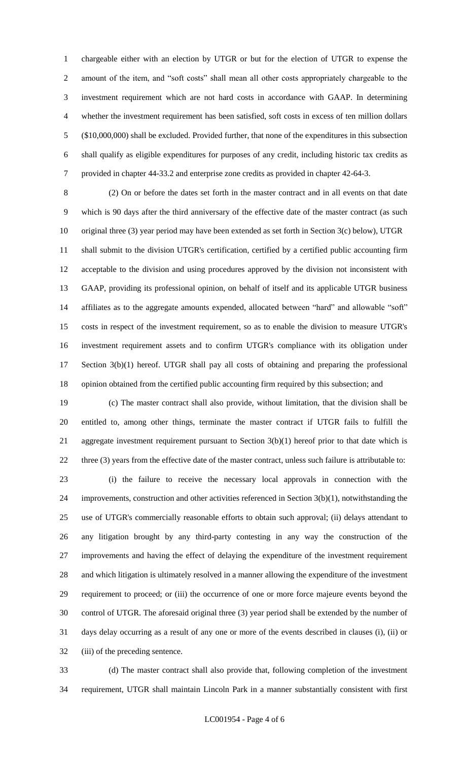chargeable either with an election by UTGR or but for the election of UTGR to expense the amount of the item, and "soft costs" shall mean all other costs appropriately chargeable to the investment requirement which are not hard costs in accordance with GAAP. In determining whether the investment requirement has been satisfied, soft costs in excess of ten million dollars ($10,000,000) shall be excluded. Provided further, that none of the expenditures in this subsection shall qualify as eligible expenditures for purposes of any credit, including historic tax credits as provided in chapter 44-33.2 and enterprise zone credits as provided in chapter 42-64-3.

(2) On or before the dates set forth in the master contract and in all events on that date which is 90 days after the third anniversary of the effective date of the master contract (as such original three (3) year period may have been extended as set forth in Section 3(c) below), UTGR shall submit to the division UTGR's certification, certified by a certified public accounting firm acceptable to the division and using procedures approved by the division not inconsistent with GAAP, providing its professional opinion, on behalf of itself and its applicable UTGR business affiliates as to the aggregate amounts expended, allocated between "hard" and allowable "soft" costs in respect of the investment requirement, so as to enable the division to measure UTGR's investment requirement assets and to confirm UTGR's compliance with its obligation under Section 3(b)(1) hereof. UTGR shall pay all costs of obtaining and preparing the professional opinion obtained from the certified public accounting firm required by this subsection; and

(c) The master contract shall also provide, without limitation, that the division shall be entitled to, among other things, terminate the master contract if UTGR fails to fulfill the aggregate investment requirement pursuant to Section 3(b)(1) hereof prior to that date which is three (3) years from the effective date of the master contract, unless such failure is attributable to:

(i) the failure to receive the necessary local approvals in connection with the improvements, construction and other activities referenced in Section 3(b)(1), notwithstanding the use of UTGR's commercially reasonable efforts to obtain such approval; (ii) delays attendant to any litigation brought by any third-party contesting in any way the construction of the improvements and having the effect of delaying the expenditure of the investment requirement and which litigation is ultimately resolved in a manner allowing the expenditure of the investment requirement to proceed; or (iii) the occurrence of one or more force majeure events beyond the control of UTGR. The aforesaid original three (3) year period shall be extended by the number of days delay occurring as a result of any one or more of the events described in clauses (i), (ii) or (iii) of the preceding sentence.

(d) The master contract shall also provide that, following completion of the investment requirement, UTGR shall maintain Lincoln Park in a manner substantially consistent with first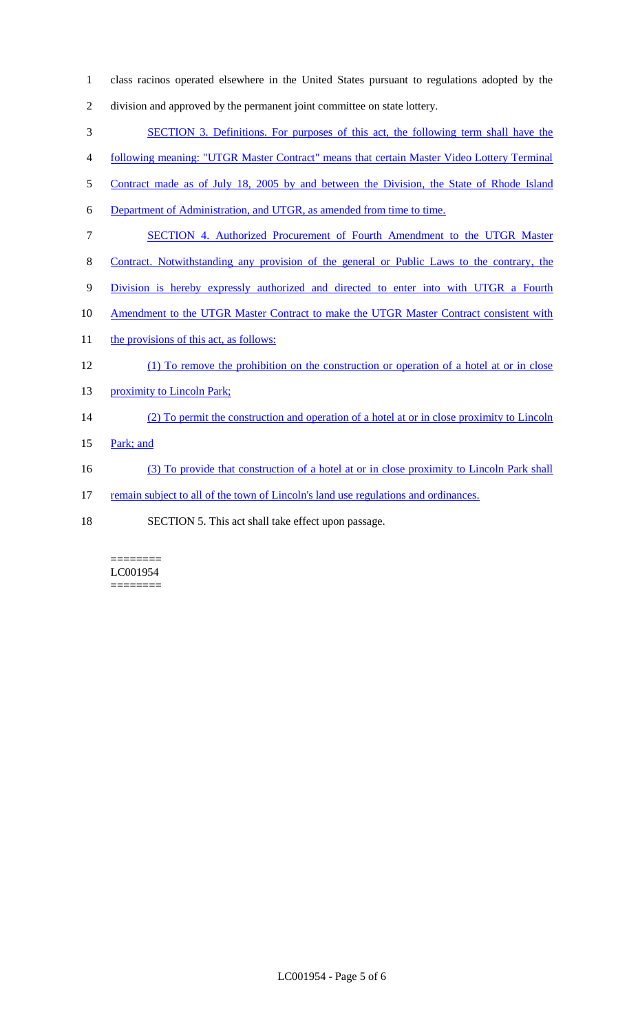class racinos operated elsewhere in the United States pursuant to regulations adopted by the division and approved by the permanent joint committee on state lottery.

SECTION 3. Definitions. For purposes of this act, the following term shall have the following meaning: "UTGR Master Contract" means that certain Master Video Lottery Terminal Contract made as of July 18, 2005 by and between the Division, the State of Rhode Island Department of Administration, and UTGR, as amended from time to time.

SECTION 4. Authorized Procurement of Fourth Amendment to the UTGR Master Contract. Notwithstanding any provision of the general or Public Laws to the contrary, the Division is hereby expressly authorized and directed to enter into with UTGR a Fourth Amendment to the UTGR Master Contract to make the UTGR Master Contract consistent with the provisions of this act, as follows:

(1) To remove the prohibition on the construction or operation of a hotel at or in close proximity to Lincoln Park;

(2) To permit the construction and operation of a hotel at or in close proximity to Lincoln Park; and

(3) To provide that construction of a hotel at or in close proximity to Lincoln Park shall remain subject to all of the town of Lincoln's land use regulations and ordinances.

SECTION 5. This act shall take effect upon passage.

========
LC001954
========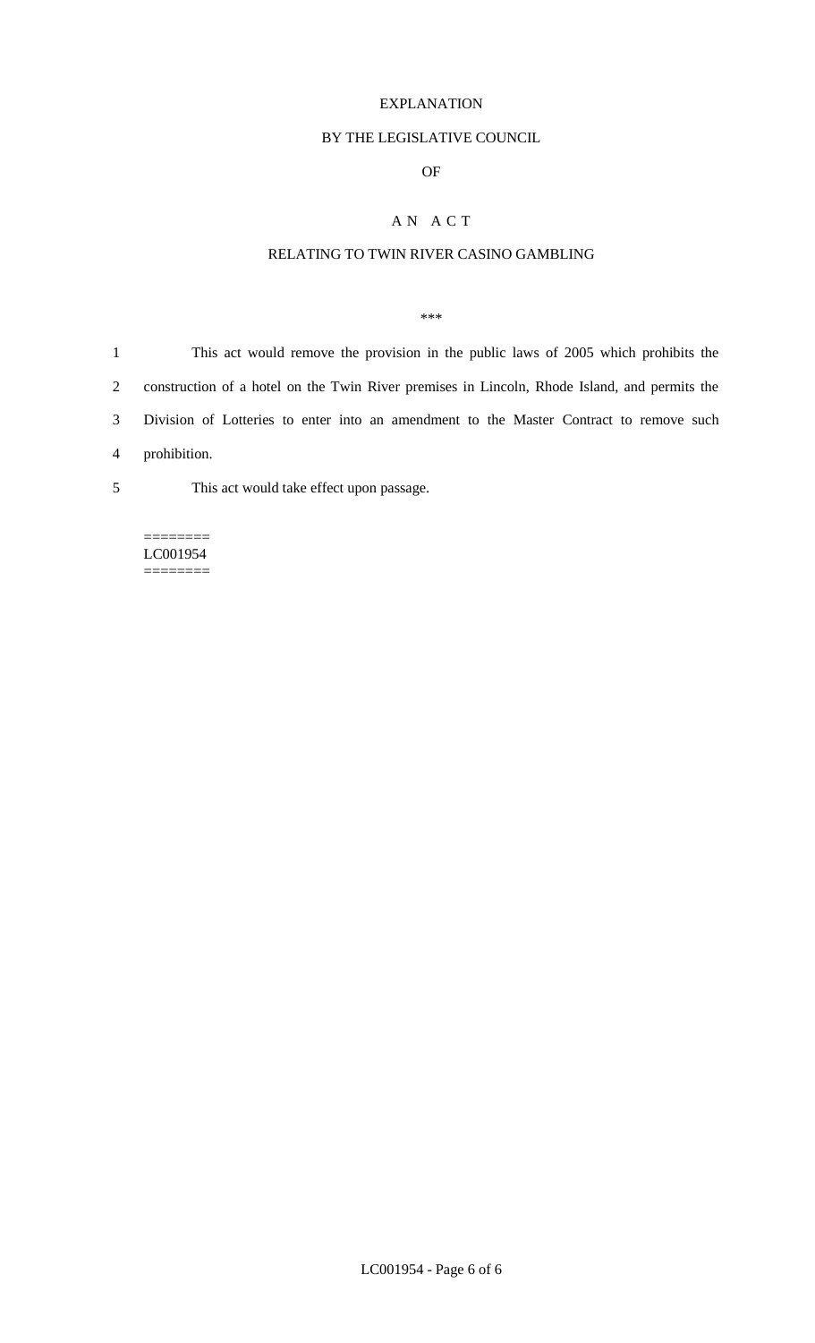EXPLANATION

BY THE LEGISLATIVE COUNCIL

OF

A N A C T

RELATING TO TWIN RIVER CASINO GAMBLING

\*\*\*

This act would remove the provision in the public laws of 2005 which prohibits the construction of a hotel on the Twin River premises in Lincoln, Rhode Island, and permits the Division of Lotteries to enter into an amendment to the Master Contract to remove such prohibition.

This act would take effect upon passage.

========
LC001954
========